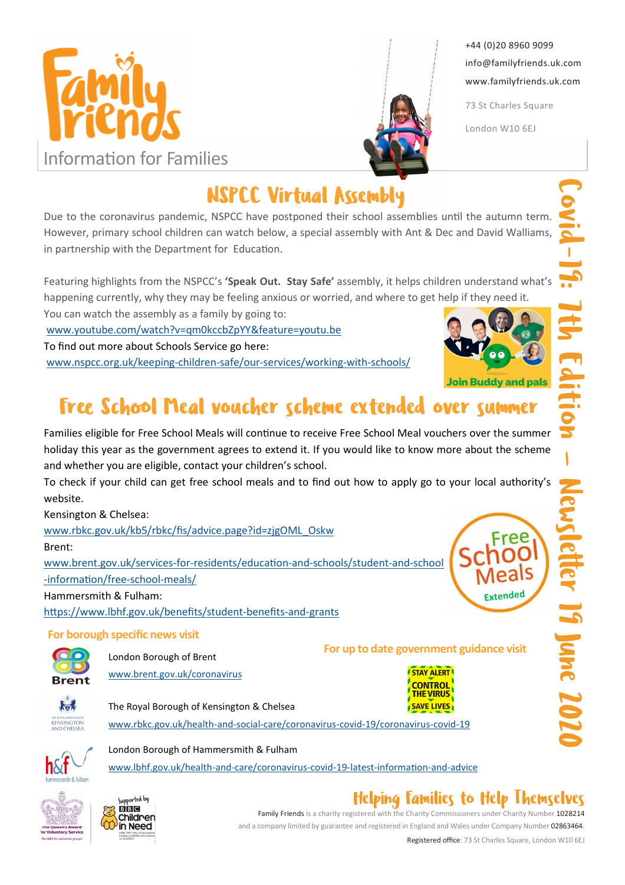# Family Friends

Information for Families

+44 (0)20 8960 9099
info@familyfriends.uk.com
www.familyfriends.uk.com

73 St Charles Square
London W10 6EJ

Covid-19: 7th Edition – Newsletter 19 June 2020

## NSPCC Virtual Assembly

Due to the coronavirus pandemic, NSPCC have postponed their school assemblies until the autumn term. However, primary school children can watch below, a special assembly with Ant & Dec and David Walliams, in partnership with the Department for Education.

Featuring highlights from the NSPCC's **'Speak Out. Stay Safe'** assembly, it helps children understand what's happening currently, why they may be feeling anxious or worried, and where to get help if they need it.

You can watch the assembly as a family by going to:
www.youtube.com/watch?v=qm0kccbZpYY&feature=youtu.be

To find out more about Schools Service go here:
www.nspcc.org.uk/keeping-children-safe/our-services/working-with-schools/

Join Buddy and pals

## Free School Meal voucher scheme extended over summer

Families eligible for Free School Meals will continue to receive Free School Meal vouchers over the summer holiday this year as the government agrees to extend it. If you would like to know more about the scheme and whether you are eligible, contact your children's school.

To check if your child can get free school meals and to find out how to apply go to your local authority's website.

Kensington & Chelsea:
www.rbkc.gov.uk/kb5/rbkc/fis/advice.page?id=zjgOML_Oskw

Brent:
www.brent.gov.uk/services-for-residents/education-and-schools/student-and-school-information/free-school-meals/

Hammersmith & Fulham:
https://www.lbhf.gov.uk/benefits/student-benefits-and-grants

Free School Meals Extended

### For borough specific news visit

London Borough of Brent
www.brent.gov.uk/coronavirus

The Royal Borough of Kensington & Chelsea
www.rbkc.gov.uk/health-and-social-care/coronavirus-covid-19/coronavirus-covid-19

London Borough of Hammersmith & Fulham
www.lbhf.gov.uk/health-and-care/coronavirus-covid-19-latest-information-and-advice

### For up to date government guidance visit

STAY ALERT
CONTROL THE VIRUS
SAVE LIVES

The Queen's Award for Voluntary Service

Supported by BBC Children in Need

## Helping Families to Help Themselves

Family Friends is a charity registered with the Charity Commissioners under Charity Number 1028214 and a company limited by guarantee and registered in England and Wales under Company Number 02863464.

Registered office: 73 St Charles Square, London W10 6EJ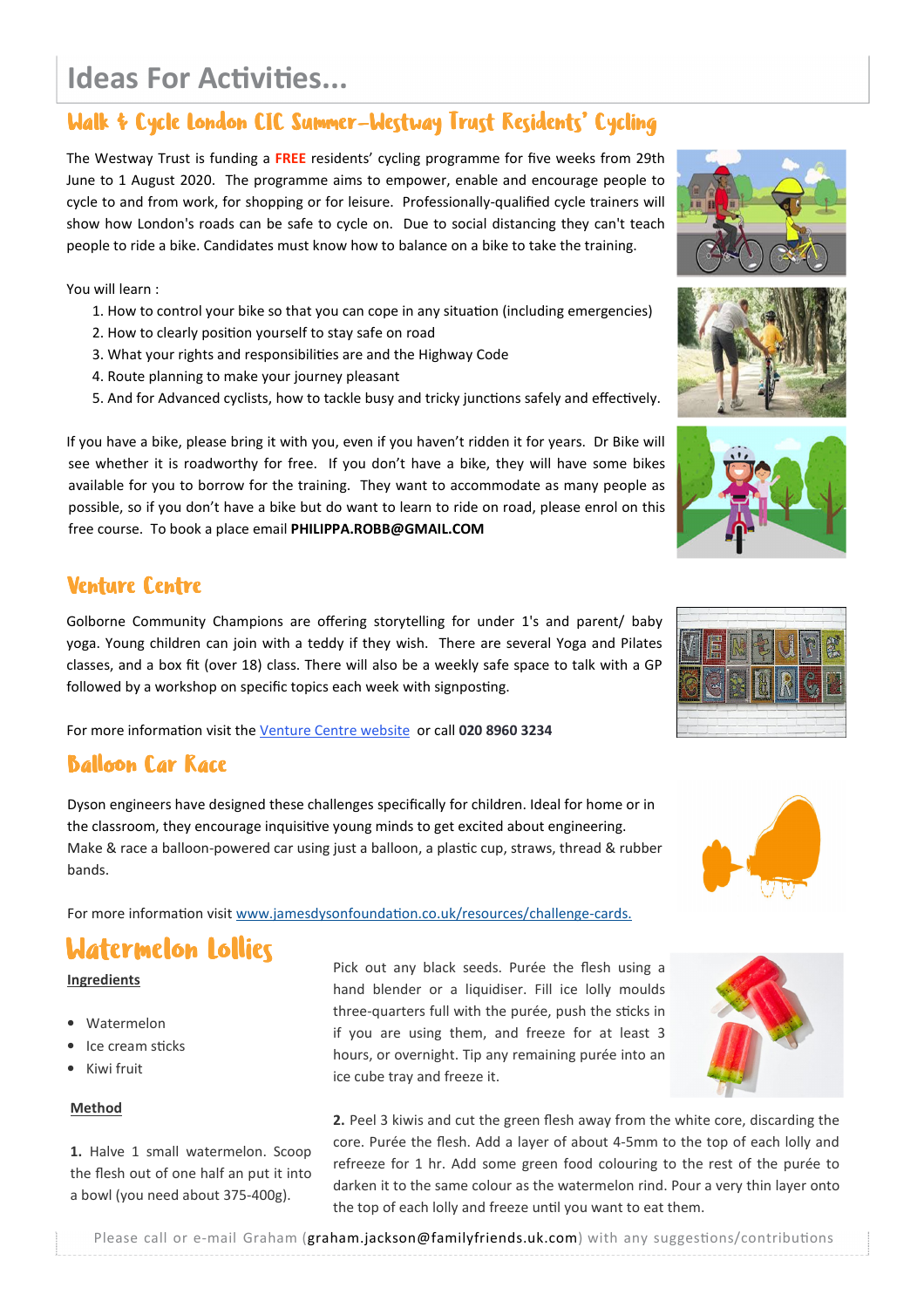# Ideas For Activities...

## Walk & Cycle London CIC Summer–Westway Trust Residents' Cycling

The Westway Trust is funding a **FREE** residents' cycling programme for five weeks from 29th June to 1 August 2020. The programme aims to empower, enable and encourage people to cycle to and from work, for shopping or for leisure. Professionally-qualified cycle trainers will show how London's roads can be safe to cycle on. Due to social distancing they can't teach people to ride a bike. Candidates must know how to balance on a bike to take the training.

You will learn :

1. How to control your bike so that you can cope in any situation (including emergencies)
2. How to clearly position yourself to stay safe on road
3. What your rights and responsibilities are and the Highway Code
4. Route planning to make your journey pleasant
5. And for Advanced cyclists, how to tackle busy and tricky junctions safely and effectively.

If you have a bike, please bring it with you, even if you haven't ridden it for years. Dr Bike will see whether it is roadworthy for free. If you don't have a bike, they will have some bikes available for you to borrow for the training. They want to accommodate as many people as possible, so if you don't have a bike but do want to learn to ride on road, please enrol on this free course. To book a place email **PHILIPPA.ROBB@GMAIL.COM**

## Venture Centre

Golborne Community Champions are offering storytelling for under 1's and parent/ baby yoga. Young children can join with a teddy if they wish. There are several Yoga and Pilates classes, and a box fit (over 18) class. There will also be a weekly safe space to talk with a GP followed by a workshop on specific topics each week with signposting.

For more information visit the Venture Centre website or call **020 8960 3234**

## Balloon Car Race

Dyson engineers have designed these challenges specifically for children. Ideal for home or in the classroom, they encourage inquisitive young minds to get excited about engineering. Make & race a balloon-powered car using just a balloon, a plastic cup, straws, thread & rubber bands.

For more information visit www.jamesdysonfoundation.co.uk/resources/challenge-cards.

## Watermelon Lollies

**Ingredients**

- Watermelon
- Ice cream sticks
- Kiwi fruit

**Method**

**1.** Halve 1 small watermelon. Scoop the flesh out of one half an put it into a bowl (you need about 375-400g). Pick out any black seeds. Purée the flesh using a hand blender or a liquidiser. Fill ice lolly moulds three-quarters full with the purée, push the sticks in if you are using them, and freeze for at least 3 hours, or overnight. Tip any remaining purée into an ice cube tray and freeze it.

**2.** Peel 3 kiwis and cut the green flesh away from the white core, discarding the core. Purée the flesh. Add a layer of about 4-5mm to the top of each lolly and refreeze for 1 hr. Add some green food colouring to the rest of the purée to darken it to the same colour as the watermelon rind. Pour a very thin layer onto the top of each lolly and freeze until you want to eat them.

Please call or e-mail Graham (graham.jackson@familyfriends.uk.com) with any suggestions/contributions